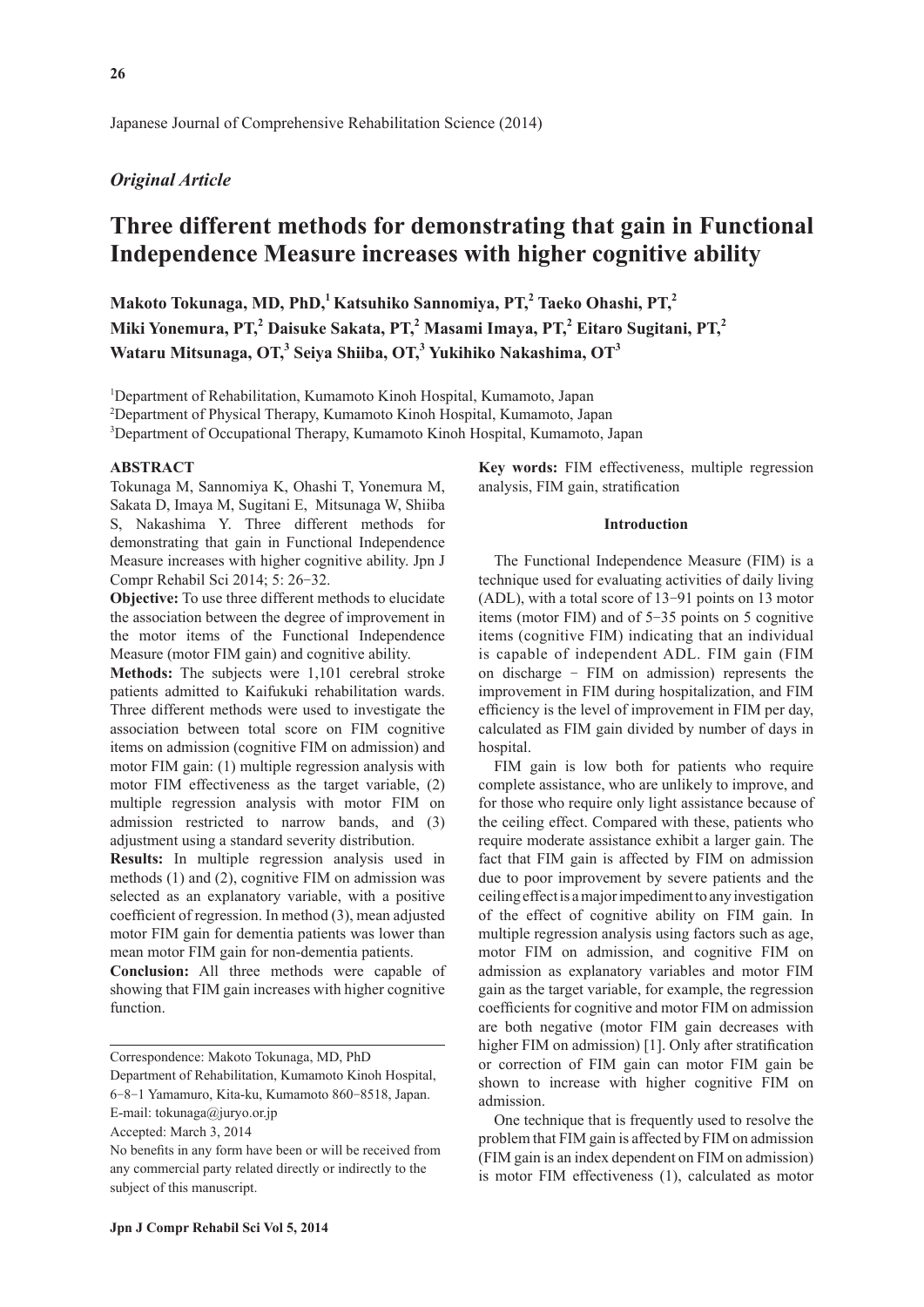*Original Article*

# Three different methods for demonstrating that gain in Functional Independence Measure increases with higher cognitive ability

**Makoto Tokunaga, MD, PhD,[1] Katsuhiko Sannomiya, PT,[2] Taeko Ohashi, PT,[2] Miki Yonemura, PT,[2] Daisuke Sakata, PT,[2] Masami Imaya, PT,[2] Eitaro Sugitani, PT,[2] Wataru Mitsunaga, OT,[3] Seiya Shiiba, OT,[3] Yukihiko Nakashima, OT[3]**

[1]Department of Rehabilitation, Kumamoto Kinoh Hospital, Kumamoto, Japan
[2]Department of Physical Therapy, Kumamoto Kinoh Hospital, Kumamoto, Japan
[3]Department of Occupational Therapy, Kumamoto Kinoh Hospital, Kumamoto, Japan

## ABSTRACT

Tokunaga M, Sannomiya K, Ohashi T, Yonemura M, Sakata D, Imaya M, Sugitani E, Mitsunaga W, Shiiba S, Nakashima Y. Three different methods for demonstrating that gain in Functional Independence Measure increases with higher cognitive ability. Jpn J Compr Rehabil Sci 2014; 5: 26−32.

**Objective:** To use three different methods to elucidate the association between the degree of improvement in the motor items of the Functional Independence Measure (motor FIM gain) and cognitive ability.

**Methods:** The subjects were 1,101 cerebral stroke patients admitted to Kaifukuki rehabilitation wards. Three different methods were used to investigate the association between total score on FIM cognitive items on admission (cognitive FIM on admission) and motor FIM gain: (1) multiple regression analysis with motor FIM effectiveness as the target variable, (2) multiple regression analysis with motor FIM on admission restricted to narrow bands, and (3) adjustment using a standard severity distribution.

**Results:** In multiple regression analysis used in methods (1) and (2), cognitive FIM on admission was selected as an explanatory variable, with a positive coefficient of regression. In method (3), mean adjusted motor FIM gain for dementia patients was lower than mean motor FIM gain for non-dementia patients.

**Conclusion:** All three methods were capable of showing that FIM gain increases with higher cognitive function.

Correspondence: Makoto Tokunaga, MD, PhD
Department of Rehabilitation, Kumamoto Kinoh Hospital, 6−8−1 Yamamuro, Kita-ku, Kumamoto 860−8518, Japan.
E-mail: tokunaga@juryo.or.jp
Accepted: March 3, 2014
No benefits in any form have been or will be received from any commercial party related directly or indirectly to the subject of this manuscript.

**Key words:** FIM effectiveness, multiple regression analysis, FIM gain, stratification

## Introduction

The Functional Independence Measure (FIM) is a technique used for evaluating activities of daily living (ADL), with a total score of 13−91 points on 13 motor items (motor FIM) and of 5−35 points on 5 cognitive items (cognitive FIM) indicating that an individual is capable of independent ADL. FIM gain (FIM on discharge − FIM on admission) represents the improvement in FIM during hospitalization, and FIM efficiency is the level of improvement in FIM per day, calculated as FIM gain divided by number of days in hospital.

FIM gain is low both for patients who require complete assistance, who are unlikely to improve, and for those who require only light assistance because of the ceiling effect. Compared with these, patients who require moderate assistance exhibit a larger gain. The fact that FIM gain is affected by FIM on admission due to poor improvement by severe patients and the ceiling effect is a major impediment to any investigation of the effect of cognitive ability on FIM gain. In multiple regression analysis using factors such as age, motor FIM on admission, and cognitive FIM on admission as explanatory variables and motor FIM gain as the target variable, for example, the regression coefficients for cognitive and motor FIM on admission are both negative (motor FIM gain decreases with higher FIM on admission) [1]. Only after stratification or correction of FIM gain can motor FIM gain be shown to increase with higher cognitive FIM on admission.

One technique that is frequently used to resolve the problem that FIM gain is affected by FIM on admission (FIM gain is an index dependent on FIM on admission) is motor FIM effectiveness (1), calculated as motor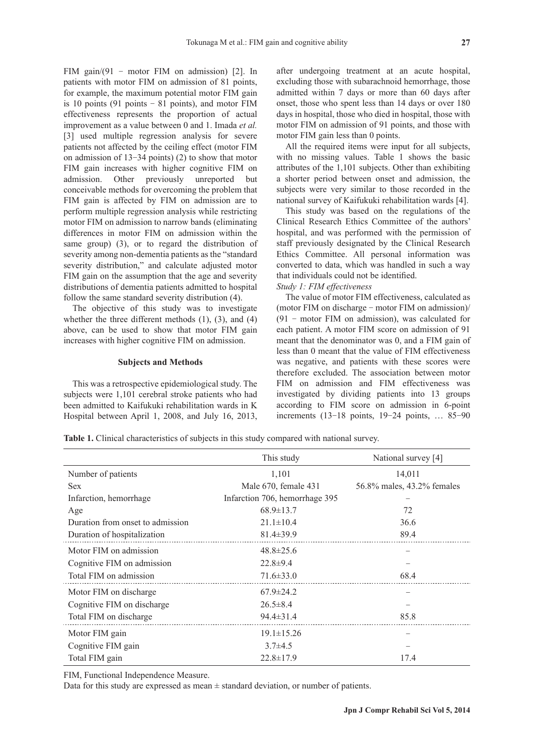FIM gain/(91 − motor FIM on admission) [2]. In patients with motor FIM on admission of 81 points, for example, the maximum potential motor FIM gain is 10 points (91 points − 81 points), and motor FIM effectiveness represents the proportion of actual improvement as a value between 0 and 1. Imada *et al.* [3] used multiple regression analysis for severe patients not affected by the ceiling effect (motor FIM on admission of 13−34 points) (2) to show that motor FIM gain increases with higher cognitive FIM on admission. Other previously unreported but conceivable methods for overcoming the problem that FIM gain is affected by FIM on admission are to perform multiple regression analysis while restricting motor FIM on admission to narrow bands (eliminating differences in motor FIM on admission within the same group) (3), or to regard the distribution of severity among non-dementia patients as the "standard severity distribution," and calculate adjusted motor FIM gain on the assumption that the age and severity distributions of dementia patients admitted to hospital follow the same standard severity distribution (4).

The objective of this study was to investigate whether the three different methods (1), (3), and (4) above, can be used to show that motor FIM gain increases with higher cognitive FIM on admission.

## Subjects and Methods

This was a retrospective epidemiological study. The subjects were 1,101 cerebral stroke patients who had been admitted to Kaifukuki rehabilitation wards in K Hospital between April 1, 2008, and July 16, 2013, after undergoing treatment at an acute hospital, excluding those with subarachnoid hemorrhage, those admitted within 7 days or more than 60 days after onset, those who spent less than 14 days or over 180 days in hospital, those who died in hospital, those with motor FIM on admission of 91 points, and those with motor FIM gain less than 0 points.

All the required items were input for all subjects, with no missing values. Table 1 shows the basic attributes of the 1,101 subjects. Other than exhibiting a shorter period between onset and admission, the subjects were very similar to those recorded in the national survey of Kaifukuki rehabilitation wards [4].

This study was based on the regulations of the Clinical Research Ethics Committee of the authors' hospital, and was performed with the permission of staff previously designated by the Clinical Research Ethics Committee. All personal information was converted to data, which was handled in such a way that individuals could not be identified.

*Study 1: FIM effectiveness*

The value of motor FIM effectiveness, calculated as (motor FIM on discharge − motor FIM on admission)/(91 − motor FIM on admission), was calculated for each patient. A motor FIM score on admission of 91 meant that the denominator was 0, and a FIM gain of less than 0 meant that the value of FIM effectiveness was negative, and patients with these scores were therefore excluded. The association between motor FIM on admission and FIM effectiveness was investigated by dividing patients into 13 groups according to FIM score on admission in 6-point increments (13−18 points, 19−24 points, … 85−90

**Table 1.** Clinical characteristics of subjects in this study compared with national survey.

| | This study | National survey [4] |
|---|---|---|
| Number of patients | 1,101 | 14,011 |
| Sex | Male 670, female 431 | 56.8% males, 43.2% females |
| Infarction, hemorrhage | Infarction 706, hemorrhage 395 | − |
| Age | 68.9±13.7 | 72 |
| Duration from onset to admission | 21.1±10.4 | 36.6 |
| Duration of hospitalization | 81.4±39.9 | 89.4 |
| Motor FIM on admission | 48.8±25.6 | − |
| Cognitive FIM on admission | 22.8±9.4 | − |
| Total FIM on admission | 71.6±33.0 | 68.4 |
| Motor FIM on discharge | 67.9±24.2 | − |
| Cognitive FIM on discharge | 26.5±8.4 | − |
| Total FIM on discharge | 94.4±31.4 | 85.8 |
| Motor FIM gain | 19.1±15.26 | − |
| Cognitive FIM gain | 3.7±4.5 | − |
| Total FIM gain | 22.8±17.9 | 17.4 |

FIM, Functional Independence Measure.
Data for this study are expressed as mean ± standard deviation, or number of patients.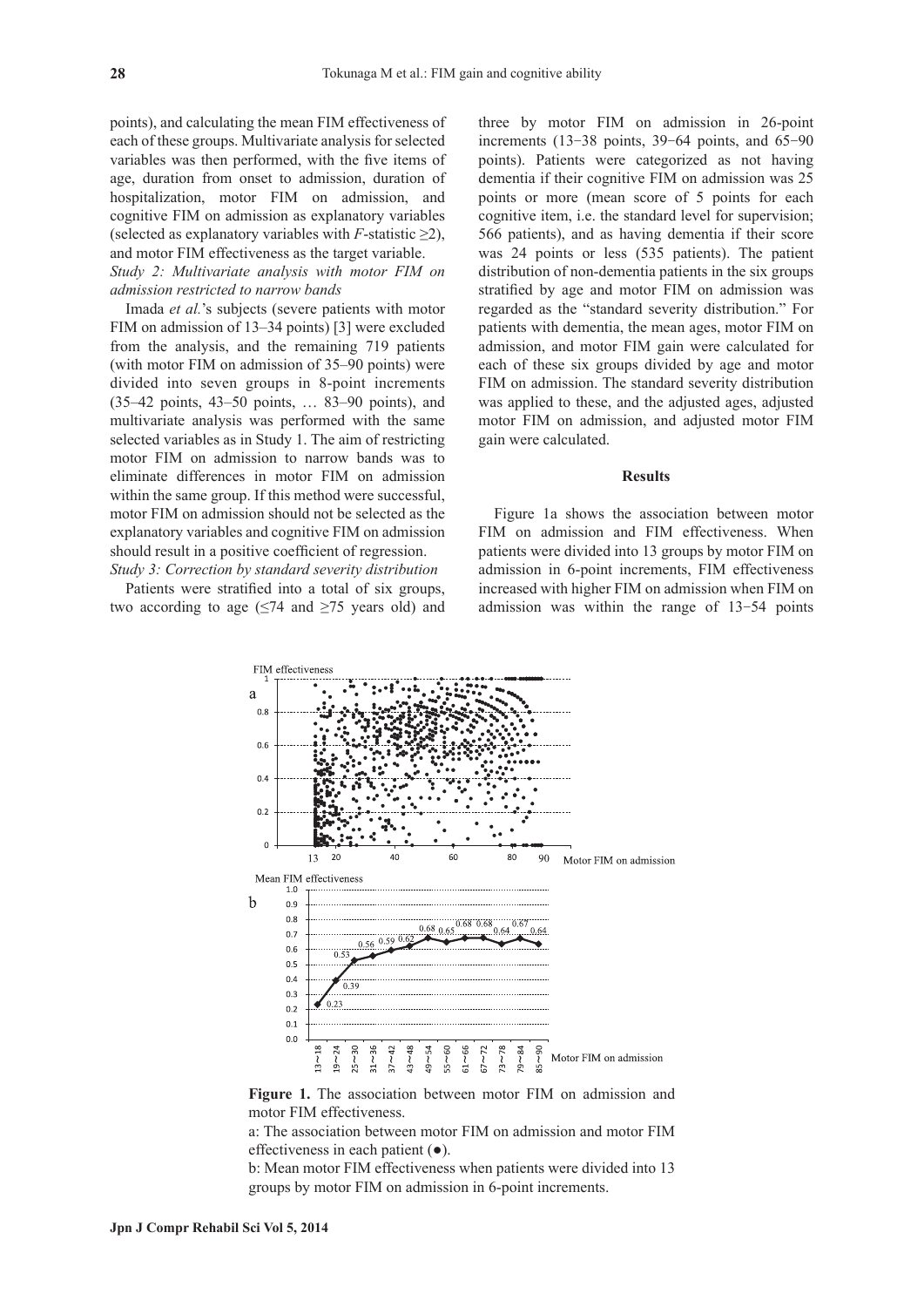points), and calculating the mean FIM effectiveness of each of these groups. Multivariate analysis for selected variables was then performed, with the five items of age, duration from onset to admission, duration of hospitalization, motor FIM on admission, and cognitive FIM on admission as explanatory variables (selected as explanatory variables with $F$-statistic $\geq 2$), and motor FIM effectiveness as the target variable.

*Study 2: Multivariate analysis with motor FIM on admission restricted to narrow bands*

Imada *et al.*'s subjects (severe patients with motor FIM on admission of 13–34 points) [3] were excluded from the analysis, and the remaining 719 patients (with motor FIM on admission of 35–90 points) were divided into seven groups in 8-point increments (35–42 points, 43–50 points, … 83–90 points), and multivariate analysis was performed with the same selected variables as in Study 1. The aim of restricting motor FIM on admission to narrow bands was to eliminate differences in motor FIM on admission within the same group. If this method were successful, motor FIM on admission should not be selected as the explanatory variables and cognitive FIM on admission should result in a positive coefficient of regression.

*Study 3: Correction by standard severity distribution*

Patients were stratified into a total of six groups, two according to age ($\leq 74$ and $\geq 75$ years old) and three by motor FIM on admission in 26-point increments (13−38 points, 39−64 points, and 65−90 points). Patients were categorized as not having dementia if their cognitive FIM on admission was 25 points or more (mean score of 5 points for each cognitive item, i.e. the standard level for supervision; 566 patients), and as having dementia if their score was 24 points or less (535 patients). The patient distribution of non-dementia patients in the six groups stratified by age and motor FIM on admission was regarded as the "standard severity distribution." For patients with dementia, the mean ages, motor FIM on admission, and motor FIM gain were calculated for each of these six groups divided by age and motor FIM on admission. The standard severity distribution was applied to these, and the adjusted ages, adjusted motor FIM on admission, and adjusted motor FIM gain were calculated.

## Results

Figure 1a shows the association between motor FIM on admission and FIM effectiveness. When patients were divided into 13 groups by motor FIM on admission in 6-point increments, FIM effectiveness increased with higher FIM on admission when FIM on admission was within the range of 13−54 points

**Figure 1.** The association between motor FIM on admission and motor FIM effectiveness.

a: The association between motor FIM on admission and motor FIM effectiveness in each patient (●).

b: Mean motor FIM effectiveness when patients were divided into 13 groups by motor FIM on admission in 6-point increments.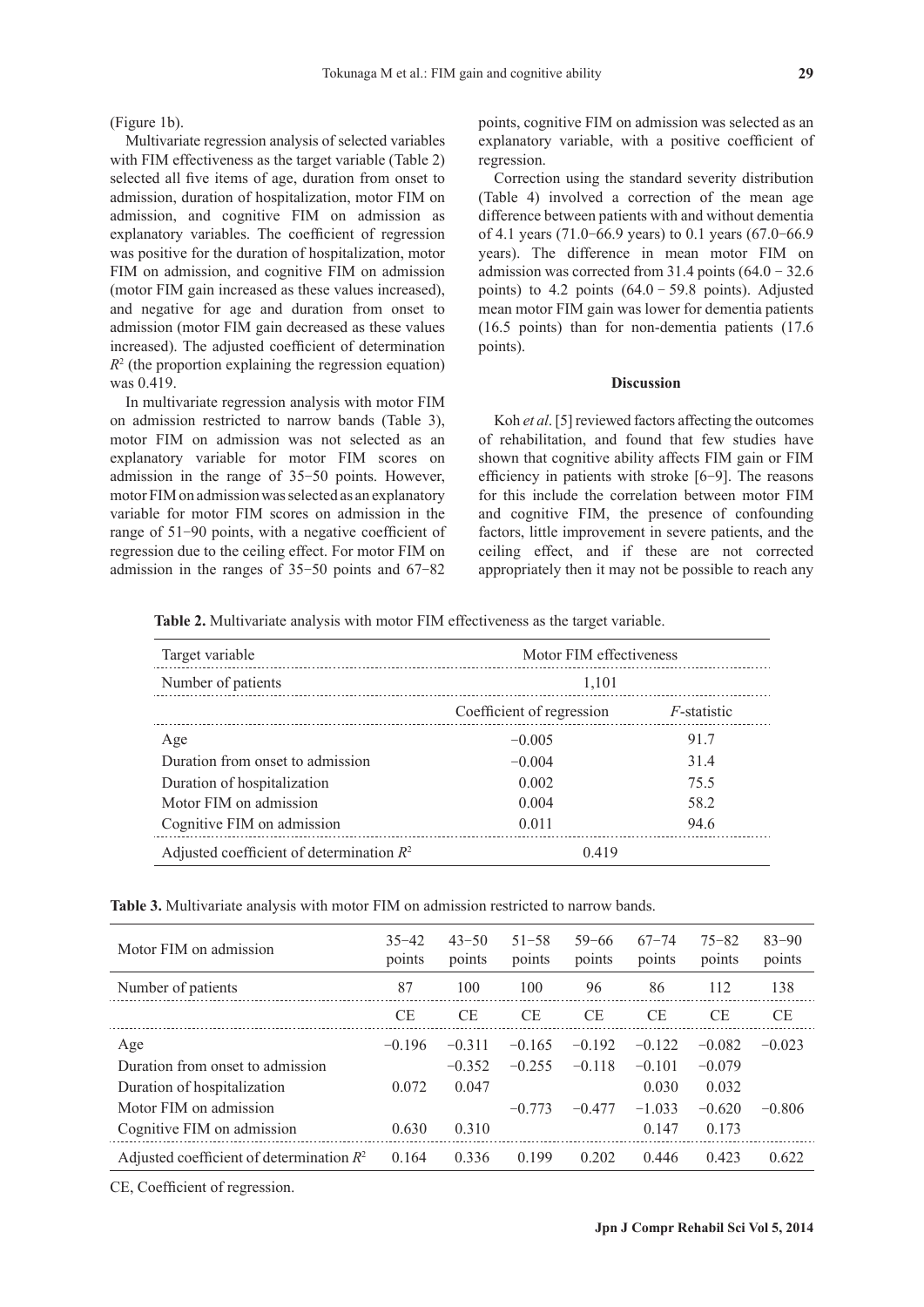(Figure 1b).

Multivariate regression analysis of selected variables with FIM effectiveness as the target variable (Table 2) selected all five items of age, duration from onset to admission, duration of hospitalization, motor FIM on admission, and cognitive FIM on admission as explanatory variables. The coefficient of regression was positive for the duration of hospitalization, motor FIM on admission, and cognitive FIM on admission (motor FIM gain increased as these values increased), and negative for age and duration from onset to admission (motor FIM gain decreased as these values increased). The adjusted coefficient of determination $R^2$ (the proportion explaining the regression equation) was 0.419.

In multivariate regression analysis with motor FIM on admission restricted to narrow bands (Table 3), motor FIM on admission was not selected as an explanatory variable for motor FIM scores on admission in the range of 35−50 points. However, motor FIM on admission was selected as an explanatory variable for motor FIM scores on admission in the range of 51−90 points, with a negative coefficient of regression due to the ceiling effect. For motor FIM on admission in the ranges of 35−50 points and 67−82 points, cognitive FIM on admission was selected as an explanatory variable, with a positive coefficient of regression.

Correction using the standard severity distribution (Table 4) involved a correction of the mean age difference between patients with and without dementia of 4.1 years (71.0−66.9 years) to 0.1 years (67.0−66.9 years). The difference in mean motor FIM on admission was corrected from 31.4 points (64.0 − 32.6 points) to 4.2 points (64.0 − 59.8 points). Adjusted mean motor FIM gain was lower for dementia patients (16.5 points) than for non-dementia patients (17.6 points).

## Discussion

Koh *et al*. [5] reviewed factors affecting the outcomes of rehabilitation, and found that few studies have shown that cognitive ability affects FIM gain or FIM efficiency in patients with stroke [6−9]. The reasons for this include the correlation between motor FIM and cognitive FIM, the presence of confounding factors, little improvement in severe patients, and the ceiling effect, and if these are not corrected appropriately then it may not be possible to reach any

**Table 2.** Multivariate analysis with motor FIM effectiveness as the target variable.

| Target variable | Motor FIM effectiveness | |
|---|---|---|
| Number of patients | 1,101 | |
| | Coefficient of regression | *F*-statistic |
| Age | −0.005 | 91.7 |
| Duration from onset to admission | −0.004 | 31.4 |
| Duration of hospitalization | 0.002 | 75.5 |
| Motor FIM on admission | 0.004 | 58.2 |
| Cognitive FIM on admission | 0.011 | 94.6 |
| Adjusted coefficient of determination $R^2$ | 0.419 | |

**Table 3.** Multivariate analysis with motor FIM on admission restricted to narrow bands.

| Motor FIM on admission | 35−42 points | 43−50 points | 51−58 points | 59−66 points | 67−74 points | 75−82 points | 83−90 points |
|---|---|---|---|---|---|---|---|
| Number of patients | 87 | 100 | 100 | 96 | 86 | 112 | 138 |
| | CE | CE | CE | CE | CE | CE | CE |
| Age | −0.196 | −0.311 | −0.165 | −0.192 | −0.122 | −0.082 | −0.023 |
| Duration from onset to admission | | −0.352 | −0.255 | −0.118 | −0.101 | −0.079 | |
| Duration of hospitalization | 0.072 | 0.047 | | | 0.030 | 0.032 | |
| Motor FIM on admission | | | −0.773 | −0.477 | −1.033 | −0.620 | −0.806 |
| Cognitive FIM on admission | 0.630 | 0.310 | | | 0.147 | 0.173 | |
| Adjusted coefficient of determination $R^2$ | 0.164 | 0.336 | 0.199 | 0.202 | 0.446 | 0.423 | 0.622 |

CE, Coefficient of regression.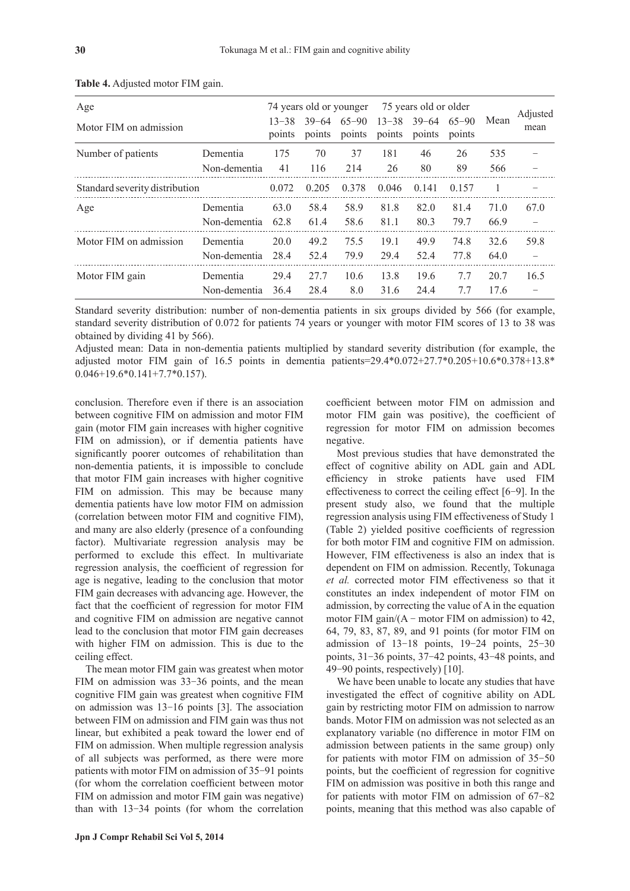**Table 4.** Adjusted motor FIM gain.

| Age | | 74 years old or younger | | | 75 years old or older | | | Mean | Adjusted mean |
|---|---|---|---|---|---|---|---|---|---|
| Motor FIM on admission | | 13−38 points | 39−64 points | 65−90 points | 13−38 points | 39−64 points | 65−90 points | | |
| Number of patients | Dementia | 175 | 70 | 37 | 181 | 46 | 26 | 535 | − |
| | Non-dementia | 41 | 116 | 214 | 26 | 80 | 89 | 566 | − |
| Standard severity distribution | | 0.072 | 0.205 | 0.378 | 0.046 | 0.141 | 0.157 | 1 | − |
| Age | Dementia | 63.0 | 58.4 | 58.9 | 81.8 | 82.0 | 81.4 | 71.0 | 67.0 |
| | Non-dementia | 62.8 | 61.4 | 58.6 | 81.1 | 80.3 | 79.7 | 66.9 | − |
| Motor FIM on admission | Dementia | 20.0 | 49.2 | 75.5 | 19.1 | 49.9 | 74.8 | 32.6 | 59.8 |
| | Non-dementia | 28.4 | 52.4 | 79.9 | 29.4 | 52.4 | 77.8 | 64.0 | − |
| Motor FIM gain | Dementia | 29.4 | 27.7 | 10.6 | 13.8 | 19.6 | 7.7 | 20.7 | 16.5 |
| | Non-dementia | 36.4 | 28.4 | 8.0 | 31.6 | 24.4 | 7.7 | 17.6 | − |

Standard severity distribution: number of non-dementia patients in six groups divided by 566 (for example, standard severity distribution of 0.072 for patients 74 years or younger with motor FIM scores of 13 to 38 was obtained by dividing 41 by 566).

Adjusted mean: Data in non-dementia patients multiplied by standard severity distribution (for example, the adjusted motor FIM gain of 16.5 points in dementia patients=29.4*0.072+27.7*0.205+10.6*0.378+13.8*0.046+19.6*0.141+7.7*0.157).

conclusion. Therefore even if there is an association between cognitive FIM on admission and motor FIM gain (motor FIM gain increases with higher cognitive FIM on admission), or if dementia patients have significantly poorer outcomes of rehabilitation than non-dementia patients, it is impossible to conclude that motor FIM gain increases with higher cognitive FIM on admission. This may be because many dementia patients have low motor FIM on admission (correlation between motor FIM and cognitive FIM), and many are also elderly (presence of a confounding factor). Multivariate regression analysis may be performed to exclude this effect. In multivariate regression analysis, the coefficient of regression for age is negative, leading to the conclusion that motor FIM gain decreases with advancing age. However, the fact that the coefficient of regression for motor FIM and cognitive FIM on admission are negative cannot lead to the conclusion that motor FIM gain decreases with higher FIM on admission. This is due to the ceiling effect.

The mean motor FIM gain was greatest when motor FIM on admission was 33−36 points, and the mean cognitive FIM gain was greatest when cognitive FIM on admission was 13−16 points [3]. The association between FIM on admission and FIM gain was thus not linear, but exhibited a peak toward the lower end of FIM on admission. When multiple regression analysis of all subjects was performed, as there were more patients with motor FIM on admission of 35−91 points (for whom the correlation coefficient between motor FIM on admission and motor FIM gain was negative) than with 13−34 points (for whom the correlation coefficient between motor FIM on admission and motor FIM gain was positive), the coefficient of regression for motor FIM on admission becomes negative.

Most previous studies that have demonstrated the effect of cognitive ability on ADL gain and ADL efficiency in stroke patients have used FIM effectiveness to correct the ceiling effect [6−9]. In the present study also, we found that the multiple regression analysis using FIM effectiveness of Study 1 (Table 2) yielded positive coefficients of regression for both motor FIM and cognitive FIM on admission. However, FIM effectiveness is also an index that is dependent on FIM on admission. Recently, Tokunaga *et al.* corrected motor FIM effectiveness so that it constitutes an index independent of motor FIM on admission, by correcting the value of A in the equation motor FIM gain/(A − motor FIM on admission) to 42, 64, 79, 83, 87, 89, and 91 points (for motor FIM on admission of 13−18 points, 19−24 points, 25−30 points, 31−36 points, 37−42 points, 43−48 points, and 49−90 points, respectively) [10].

We have been unable to locate any studies that have investigated the effect of cognitive ability on ADL gain by restricting motor FIM on admission to narrow bands. Motor FIM on admission was not selected as an explanatory variable (no difference in motor FIM on admission between patients in the same group) only for patients with motor FIM on admission of 35−50 points, but the coefficient of regression for cognitive FIM on admission was positive in both this range and for patients with motor FIM on admission of 67−82 points, meaning that this method was also capable of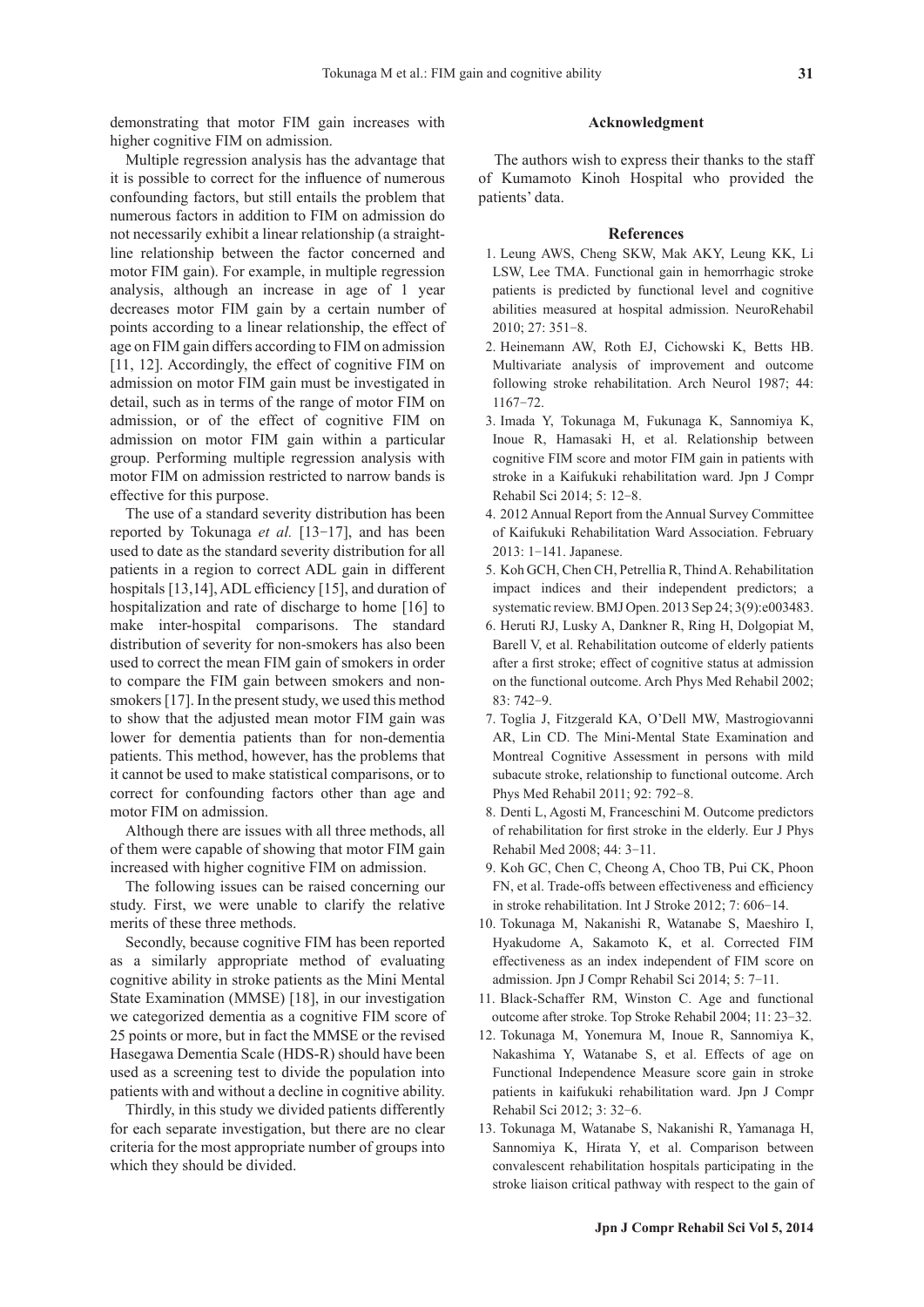demonstrating that motor FIM gain increases with higher cognitive FIM on admission.

Multiple regression analysis has the advantage that it is possible to correct for the influence of numerous confounding factors, but still entails the problem that numerous factors in addition to FIM on admission do not necessarily exhibit a linear relationship (a straight-line relationship between the factor concerned and motor FIM gain). For example, in multiple regression analysis, although an increase in age of 1 year decreases motor FIM gain by a certain number of points according to a linear relationship, the effect of age on FIM gain differs according to FIM on admission [11, 12]. Accordingly, the effect of cognitive FIM on admission on motor FIM gain must be investigated in detail, such as in terms of the range of motor FIM on admission, or of the effect of cognitive FIM on admission on motor FIM gain within a particular group. Performing multiple regression analysis with motor FIM on admission restricted to narrow bands is effective for this purpose.

The use of a standard severity distribution has been reported by Tokunaga *et al.* [13−17], and has been used to date as the standard severity distribution for all patients in a region to correct ADL gain in different hospitals [13,14], ADL efficiency [15], and duration of hospitalization and rate of discharge to home [16] to make inter-hospital comparisons. The standard distribution of severity for non-smokers has also been used to correct the mean FIM gain of smokers in order to compare the FIM gain between smokers and non-smokers [17]. In the present study, we used this method to show that the adjusted mean motor FIM gain was lower for dementia patients than for non-dementia patients. This method, however, has the problems that it cannot be used to make statistical comparisons, or to correct for confounding factors other than age and motor FIM on admission.

Although there are issues with all three methods, all of them were capable of showing that motor FIM gain increased with higher cognitive FIM on admission.

The following issues can be raised concerning our study. First, we were unable to clarify the relative merits of these three methods.

Secondly, because cognitive FIM has been reported as a similarly appropriate method of evaluating cognitive ability in stroke patients as the Mini Mental State Examination (MMSE) [18], in our investigation we categorized dementia as a cognitive FIM score of 25 points or more, but in fact the MMSE or the revised Hasegawa Dementia Scale (HDS-R) should have been used as a screening test to divide the population into patients with and without a decline in cognitive ability.

Thirdly, in this study we divided patients differently for each separate investigation, but there are no clear criteria for the most appropriate number of groups into which they should be divided.

## Acknowledgment

The authors wish to express their thanks to the staff of Kumamoto Kinoh Hospital who provided the patients' data.

## References

1. Leung AWS, Cheng SKW, Mak AKY, Leung KK, Li LSW, Lee TMA. Functional gain in hemorrhagic stroke patients is predicted by functional level and cognitive abilities measured at hospital admission. NeuroRehabil 2010; 27: 351−8.
2. Heinemann AW, Roth EJ, Cichowski K, Betts HB. Multivariate analysis of improvement and outcome following stroke rehabilitation. Arch Neurol 1987; 44: 1167−72.
3. Imada Y, Tokunaga M, Fukunaga K, Sannomiya K, Inoue R, Hamasaki H, et al. Relationship between cognitive FIM score and motor FIM gain in patients with stroke in a Kaifukuki rehabilitation ward. Jpn J Compr Rehabil Sci 2014; 5: 12−8.
4. 2012 Annual Report from the Annual Survey Committee of Kaifukuki Rehabilitation Ward Association. February 2013: 1−141. Japanese.
5. Koh GCH, Chen CH, Petrellia R, Thind A. Rehabilitation impact indices and their independent predictors; a systematic review. BMJ Open. 2013 Sep 24; 3(9):e003483.
6. Heruti RJ, Lusky A, Dankner R, Ring H, Dolgopiat M, Barell V, et al. Rehabilitation outcome of elderly patients after a first stroke; effect of cognitive status at admission on the functional outcome. Arch Phys Med Rehabil 2002; 83: 742−9.
7. Toglia J, Fitzgerald KA, O'Dell MW, Mastrogiovanni AR, Lin CD. The Mini-Mental State Examination and Montreal Cognitive Assessment in persons with mild subacute stroke, relationship to functional outcome. Arch Phys Med Rehabil 2011; 92: 792−8.
8. Denti L, Agosti M, Franceschini M. Outcome predictors of rehabilitation for first stroke in the elderly. Eur J Phys Rehabil Med 2008; 44: 3−11.
9. Koh GC, Chen C, Cheong A, Choo TB, Pui CK, Phoon FN, et al. Trade-offs between effectiveness and efficiency in stroke rehabilitation. Int J Stroke 2012; 7: 606−14.
10. Tokunaga M, Nakanishi R, Watanabe S, Maeshiro I, Hyakudome A, Sakamoto K, et al. Corrected FIM effectiveness as an index independent of FIM score on admission. Jpn J Compr Rehabil Sci 2014; 5: 7−11.
11. Black-Schaffer RM, Winston C. Age and functional outcome after stroke. Top Stroke Rehabil 2004; 11: 23−32.
12. Tokunaga M, Yonemura M, Inoue R, Sannomiya K, Nakashima Y, Watanabe S, et al. Effects of age on Functional Independence Measure score gain in stroke patients in kaifukuki rehabilitation ward. Jpn J Compr Rehabil Sci 2012; 3: 32−6.
13. Tokunaga M, Watanabe S, Nakanishi R, Yamanaga H, Sannomiya K, Hirata Y, et al. Comparison between convalescent rehabilitation hospitals participating in the stroke liaison critical pathway with respect to the gain of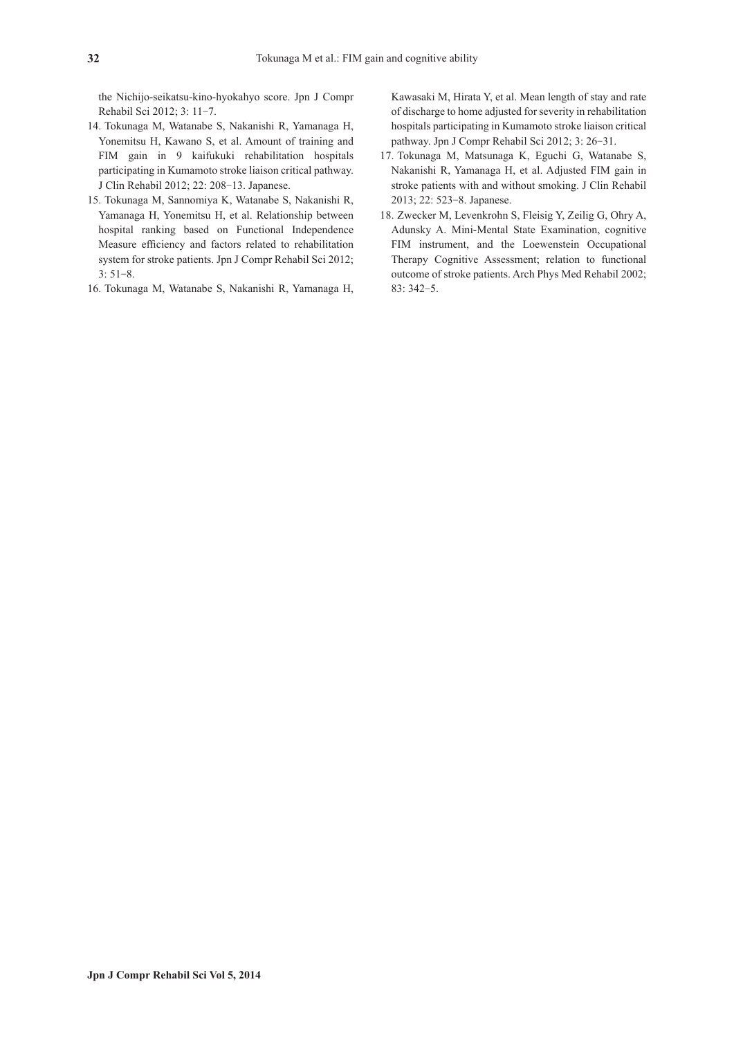the Nichijo-seikatsu-kino-hyokahyo score. Jpn J Compr Rehabil Sci 2012; 3: 11−7.

14. Tokunaga M, Watanabe S, Nakanishi R, Yamanaga H, Yonemitsu H, Kawano S, et al. Amount of training and FIM gain in 9 kaifukuki rehabilitation hospitals participating in Kumamoto stroke liaison critical pathway. J Clin Rehabil 2012; 22: 208−13. Japanese.
15. Tokunaga M, Sannomiya K, Watanabe S, Nakanishi R, Yamanaga H, Yonemitsu H, et al. Relationship between hospital ranking based on Functional Independence Measure efficiency and factors related to rehabilitation system for stroke patients. Jpn J Compr Rehabil Sci 2012; 3: 51−8.
16. Tokunaga M, Watanabe S, Nakanishi R, Yamanaga H, Kawasaki M, Hirata Y, et al. Mean length of stay and rate of discharge to home adjusted for severity in rehabilitation hospitals participating in Kumamoto stroke liaison critical pathway. Jpn J Compr Rehabil Sci 2012; 3: 26−31.
17. Tokunaga M, Matsunaga K, Eguchi G, Watanabe S, Nakanishi R, Yamanaga H, et al. Adjusted FIM gain in stroke patients with and without smoking. J Clin Rehabil 2013; 22: 523−8. Japanese.
18. Zwecker M, Levenkrohn S, Fleisig Y, Zeilig G, Ohry A, Adunsky A. Mini-Mental State Examination, cognitive FIM instrument, and the Loewenstein Occupational Therapy Cognitive Assessment; relation to functional outcome of stroke patients. Arch Phys Med Rehabil 2002; 83: 342−5.